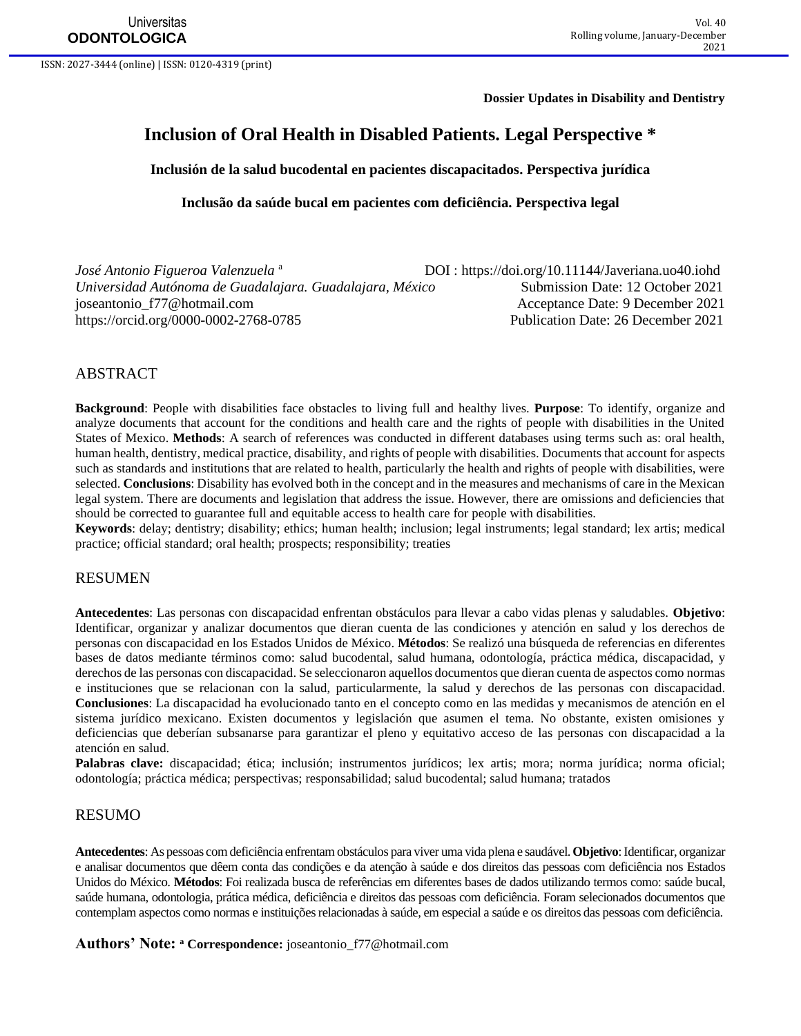Dossier Updates in Disability and Dentistry

# Inclusion of Oral Health in Disabled Patients. Legal Perspective *

## Inclusión de la salud bucodental en pacientes discapacitados. Perspectiva jurídica

## Inclusão da saúde bucal em pacientes com deficiência. Perspectiva legal

*José Antonio Figueroa Valenzuela* [a]
*Universidad Autónoma de Guadalajara. Guadalajara, México*
joseantonio_f77@hotmail.com
https://orcid.org/0000-0002-2768-0785

DOI : https://doi.org/10.11144/Javeriana.uo40.iohd
Submission Date: 12 October 2021
Acceptance Date: 9 December 2021
Publication Date: 26 December 2021

## ABSTRACT

**Background**: People with disabilities face obstacles to living full and healthy lives. **Purpose**: To identify, organize and analyze documents that account for the conditions and health care and the rights of people with disabilities in the United States of Mexico. **Methods**: A search of references was conducted in different databases using terms such as: oral health, human health, dentistry, medical practice, disability, and rights of people with disabilities. Documents that account for aspects such as standards and institutions that are related to health, particularly the health and rights of people with disabilities, were selected. **Conclusions**: Disability has evolved both in the concept and in the measures and mechanisms of care in the Mexican legal system. There are documents and legislation that address the issue. However, there are omissions and deficiencies that should be corrected to guarantee full and equitable access to health care for people with disabilities.

**Keywords**: delay; dentistry; disability; ethics; human health; inclusion; legal instruments; legal standard; lex artis; medical practice; official standard; oral health; prospects; responsibility; treaties

## RESUMEN

**Antecedentes**: Las personas con discapacidad enfrentan obstáculos para llevar a cabo vidas plenas y saludables. **Objetivo**: Identificar, organizar y analizar documentos que dieran cuenta de las condiciones y atención en salud y los derechos de personas con discapacidad en los Estados Unidos de México. **Métodos**: Se realizó una búsqueda de referencias en diferentes bases de datos mediante términos como: salud bucodental, salud humana, odontología, práctica médica, discapacidad, y derechos de las personas con discapacidad. Se seleccionaron aquellos documentos que dieran cuenta de aspectos como normas e instituciones que se relacionan con la salud, particularmente, la salud y derechos de las personas con discapacidad. **Conclusiones**: La discapacidad ha evolucionado tanto en el concepto como en las medidas y mecanismos de atención en el sistema jurídico mexicano. Existen documentos y legislación que asumen el tema. No obstante, existen omisiones y deficiencias que deberían subsanarse para garantizar el pleno y equitativo acceso de las personas con discapacidad a la atención en salud.

**Palabras clave:** discapacidad; ética; inclusión; instrumentos jurídicos; lex artis; mora; norma jurídica; norma oficial; odontología; práctica médica; perspectivas; responsabilidad; salud bucodental; salud humana; tratados

## RESUMO

**Antecedentes**: As pessoas com deficiência enfrentam obstáculos para viver uma vida plena e saudável. **Objetivo**: Identificar, organizar e analisar documentos que dêem conta das condições e da atenção à saúde e dos direitos das pessoas com deficiência nos Estados Unidos do México. **Métodos**: Foi realizada busca de referências em diferentes bases de dados utilizando termos como: saúde bucal, saúde humana, odontologia, prática médica, deficiência e direitos das pessoas com deficiência. Foram selecionados documentos que contemplam aspectos como normas e instituições relacionadas à saúde, em especial a saúde e os direitos das pessoas com deficiência.

**Authors' Note:** [a] **Correspondence:** joseantonio_f77@hotmail.com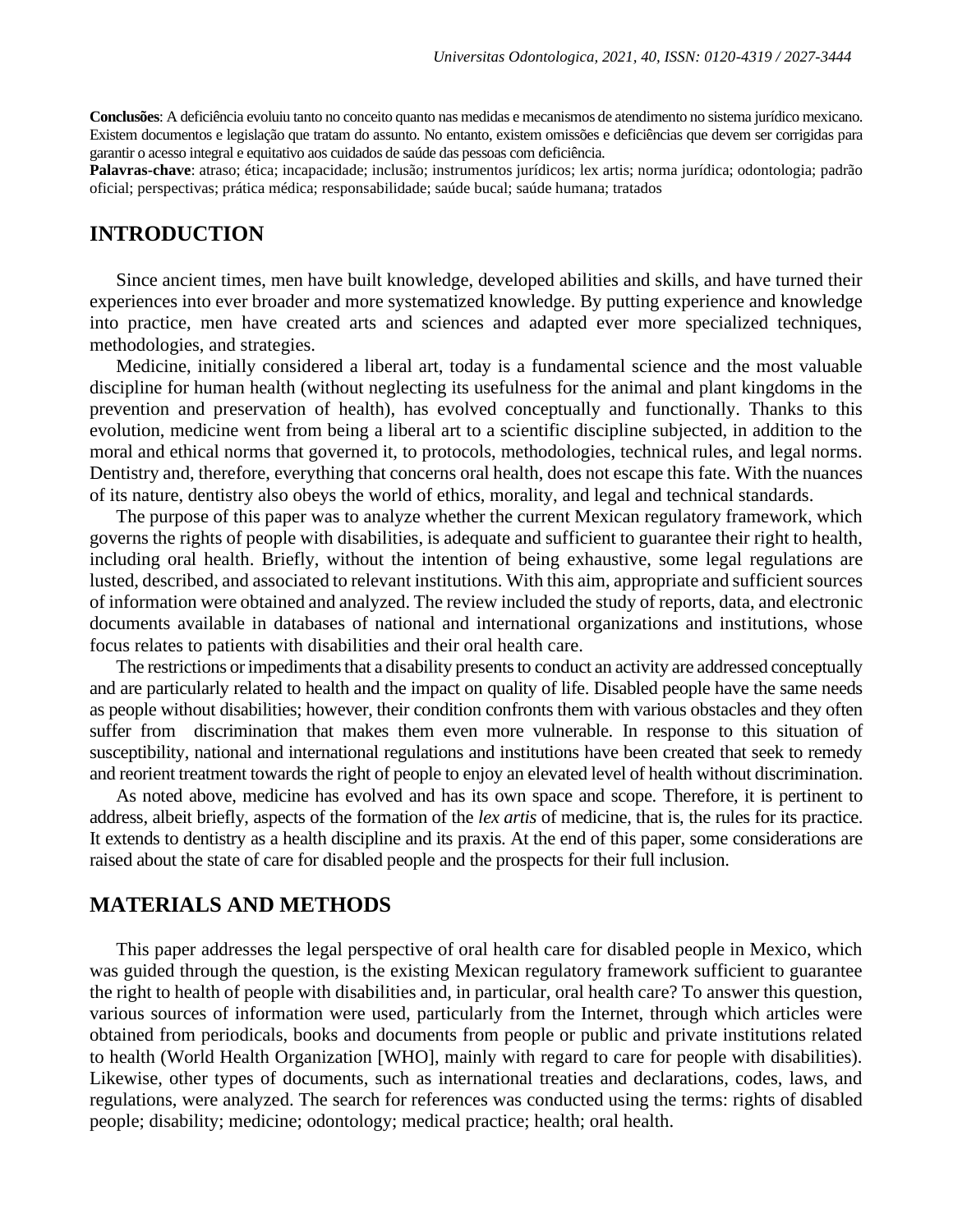**Conclusões**: A deficiência evoluiu tanto no conceito quanto nas medidas e mecanismos de atendimento no sistema jurídico mexicano. Existem documentos e legislação que tratam do assunto. No entanto, existem omissões e deficiências que devem ser corrigidas para garantir o acesso integral e equitativo aos cuidados de saúde das pessoas com deficiência.

**Palavras-chave**: atraso; ética; incapacidade; inclusão; instrumentos jurídicos; lex artis; norma jurídica; odontologia; padrão oficial; perspectivas; prática médica; responsabilidade; saúde bucal; saúde humana; tratados

## INTRODUCTION

Since ancient times, men have built knowledge, developed abilities and skills, and have turned their experiences into ever broader and more systematized knowledge. By putting experience and knowledge into practice, men have created arts and sciences and adapted ever more specialized techniques, methodologies, and strategies.

Medicine, initially considered a liberal art, today is a fundamental science and the most valuable discipline for human health (without neglecting its usefulness for the animal and plant kingdoms in the prevention and preservation of health), has evolved conceptually and functionally. Thanks to this evolution, medicine went from being a liberal art to a scientific discipline subjected, in addition to the moral and ethical norms that governed it, to protocols, methodologies, technical rules, and legal norms. Dentistry and, therefore, everything that concerns oral health, does not escape this fate. With the nuances of its nature, dentistry also obeys the world of ethics, morality, and legal and technical standards.

The purpose of this paper was to analyze whether the current Mexican regulatory framework, which governs the rights of people with disabilities, is adequate and sufficient to guarantee their right to health, including oral health. Briefly, without the intention of being exhaustive, some legal regulations are lusted, described, and associated to relevant institutions. With this aim, appropriate and sufficient sources of information were obtained and analyzed. The review included the study of reports, data, and electronic documents available in databases of national and international organizations and institutions, whose focus relates to patients with disabilities and their oral health care.

The restrictions or impediments that a disability presents to conduct an activity are addressed conceptually and are particularly related to health and the impact on quality of life. Disabled people have the same needs as people without disabilities; however, their condition confronts them with various obstacles and they often suffer from discrimination that makes them even more vulnerable. In response to this situation of susceptibility, national and international regulations and institutions have been created that seek to remedy and reorient treatment towards the right of people to enjoy an elevated level of health without discrimination.

As noted above, medicine has evolved and has its own space and scope. Therefore, it is pertinent to address, albeit briefly, aspects of the formation of the *lex artis* of medicine, that is, the rules for its practice. It extends to dentistry as a health discipline and its praxis. At the end of this paper, some considerations are raised about the state of care for disabled people and the prospects for their full inclusion.

## MATERIALS AND METHODS

This paper addresses the legal perspective of oral health care for disabled people in Mexico, which was guided through the question, is the existing Mexican regulatory framework sufficient to guarantee the right to health of people with disabilities and, in particular, oral health care? To answer this question, various sources of information were used, particularly from the Internet, through which articles were obtained from periodicals, books and documents from people or public and private institutions related to health (World Health Organization [WHO], mainly with regard to care for people with disabilities). Likewise, other types of documents, such as international treaties and declarations, codes, laws, and regulations, were analyzed. The search for references was conducted using the terms: rights of disabled people; disability; medicine; odontology; medical practice; health; oral health.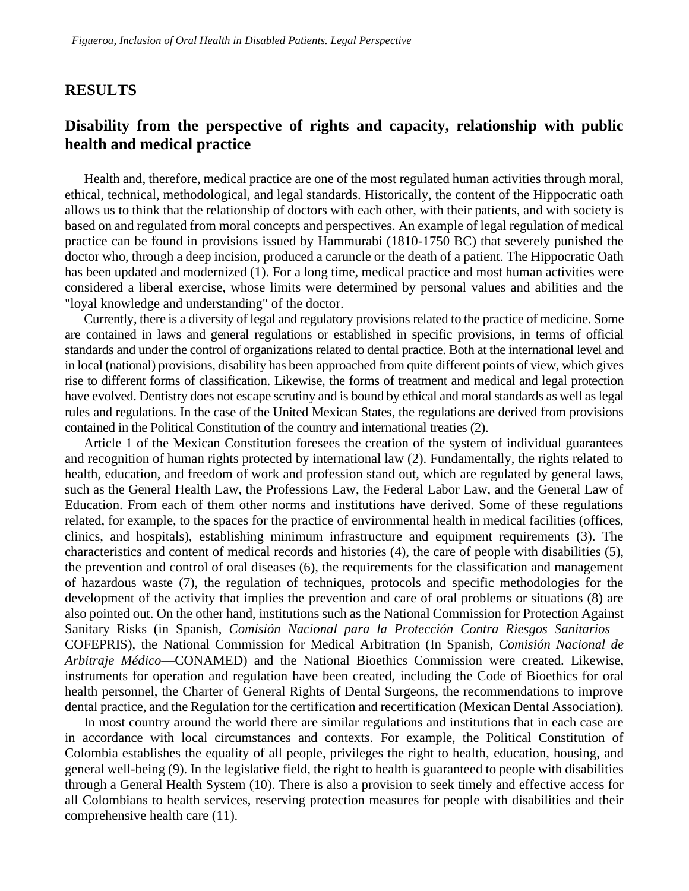## RESULTS

### Disability from the perspective of rights and capacity, relationship with public health and medical practice

Health and, therefore, medical practice are one of the most regulated human activities through moral, ethical, technical, methodological, and legal standards. Historically, the content of the Hippocratic oath allows us to think that the relationship of doctors with each other, with their patients, and with society is based on and regulated from moral concepts and perspectives. An example of legal regulation of medical practice can be found in provisions issued by Hammurabi (1810-1750 BC) that severely punished the doctor who, through a deep incision, produced a caruncle or the death of a patient. The Hippocratic Oath has been updated and modernized (1). For a long time, medical practice and most human activities were considered a liberal exercise, whose limits were determined by personal values and abilities and the "loyal knowledge and understanding" of the doctor.

Currently, there is a diversity of legal and regulatory provisions related to the practice of medicine. Some are contained in laws and general regulations or established in specific provisions, in terms of official standards and under the control of organizations related to dental practice. Both at the international level and in local (national) provisions, disability has been approached from quite different points of view, which gives rise to different forms of classification. Likewise, the forms of treatment and medical and legal protection have evolved. Dentistry does not escape scrutiny and is bound by ethical and moral standards as well as legal rules and regulations. In the case of the United Mexican States, the regulations are derived from provisions contained in the Political Constitution of the country and international treaties (2).

Article 1 of the Mexican Constitution foresees the creation of the system of individual guarantees and recognition of human rights protected by international law (2). Fundamentally, the rights related to health, education, and freedom of work and profession stand out, which are regulated by general laws, such as the General Health Law, the Professions Law, the Federal Labor Law, and the General Law of Education. From each of them other norms and institutions have derived. Some of these regulations related, for example, to the spaces for the practice of environmental health in medical facilities (offices, clinics, and hospitals), establishing minimum infrastructure and equipment requirements (3). The characteristics and content of medical records and histories (4), the care of people with disabilities (5), the prevention and control of oral diseases (6), the requirements for the classification and management of hazardous waste (7), the regulation of techniques, protocols and specific methodologies for the development of the activity that implies the prevention and care of oral problems or situations (8) are also pointed out. On the other hand, institutions such as the National Commission for Protection Against Sanitary Risks (in Spanish, *Comisión Nacional para la Protección Contra Riesgos Sanitarios*—COFEPRIS), the National Commission for Medical Arbitration (In Spanish, *Comisión Nacional de Arbitraje Médico*—CONAMED) and the National Bioethics Commission were created. Likewise, instruments for operation and regulation have been created, including the Code of Bioethics for oral health personnel, the Charter of General Rights of Dental Surgeons, the recommendations to improve dental practice, and the Regulation for the certification and recertification (Mexican Dental Association).

In most country around the world there are similar regulations and institutions that in each case are in accordance with local circumstances and contexts. For example, the Political Constitution of Colombia establishes the equality of all people, privileges the right to health, education, housing, and general well-being (9). In the legislative field, the right to health is guaranteed to people with disabilities through a General Health System (10). There is also a provision to seek timely and effective access for all Colombians to health services, reserving protection measures for people with disabilities and their comprehensive health care (11).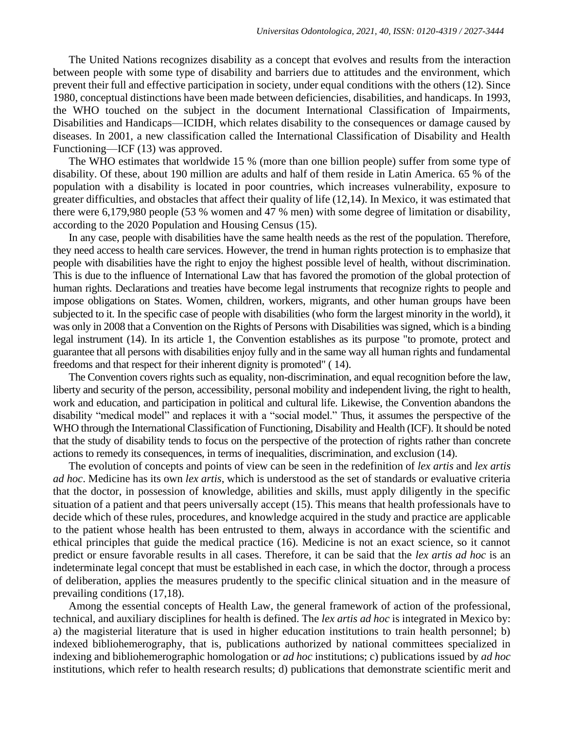The United Nations recognizes disability as a concept that evolves and results from the interaction between people with some type of disability and barriers due to attitudes and the environment, which prevent their full and effective participation in society, under equal conditions with the others (12). Since 1980, conceptual distinctions have been made between deficiencies, disabilities, and handicaps. In 1993, the WHO touched on the subject in the document International Classification of Impairments, Disabilities and Handicaps—ICIDH, which relates disability to the consequences or damage caused by diseases. In 2001, a new classification called the International Classification of Disability and Health Functioning—ICF (13) was approved.

The WHO estimates that worldwide 15 % (more than one billion people) suffer from some type of disability. Of these, about 190 million are adults and half of them reside in Latin America. 65 % of the population with a disability is located in poor countries, which increases vulnerability, exposure to greater difficulties, and obstacles that affect their quality of life (12,14). In Mexico, it was estimated that there were 6,179,980 people (53 % women and 47 % men) with some degree of limitation or disability, according to the 2020 Population and Housing Census (15).

In any case, people with disabilities have the same health needs as the rest of the population. Therefore, they need access to health care services. However, the trend in human rights protection is to emphasize that people with disabilities have the right to enjoy the highest possible level of health, without discrimination. This is due to the influence of International Law that has favored the promotion of the global protection of human rights. Declarations and treaties have become legal instruments that recognize rights to people and impose obligations on States. Women, children, workers, migrants, and other human groups have been subjected to it. In the specific case of people with disabilities (who form the largest minority in the world), it was only in 2008 that a Convention on the Rights of Persons with Disabilities was signed, which is a binding legal instrument (14). In its article 1, the Convention establishes as its purpose "to promote, protect and guarantee that all persons with disabilities enjoy fully and in the same way all human rights and fundamental freedoms and that respect for their inherent dignity is promoted" ( 14).

The Convention covers rights such as equality, non-discrimination, and equal recognition before the law, liberty and security of the person, accessibility, personal mobility and independent living, the right to health, work and education, and participation in political and cultural life. Likewise, the Convention abandons the disability "medical model" and replaces it with a "social model." Thus, it assumes the perspective of the WHO through the International Classification of Functioning, Disability and Health (ICF). It should be noted that the study of disability tends to focus on the perspective of the protection of rights rather than concrete actions to remedy its consequences, in terms of inequalities, discrimination, and exclusion (14).

The evolution of concepts and points of view can be seen in the redefinition of *lex artis* and *lex artis ad hoc*. Medicine has its own *lex artis*, which is understood as the set of standards or evaluative criteria that the doctor, in possession of knowledge, abilities and skills, must apply diligently in the specific situation of a patient and that peers universally accept (15). This means that health professionals have to decide which of these rules, procedures, and knowledge acquired in the study and practice are applicable to the patient whose health has been entrusted to them, always in accordance with the scientific and ethical principles that guide the medical practice (16). Medicine is not an exact science, so it cannot predict or ensure favorable results in all cases. Therefore, it can be said that the *lex artis ad hoc* is an indeterminate legal concept that must be established in each case, in which the doctor, through a process of deliberation, applies the measures prudently to the specific clinical situation and in the measure of prevailing conditions (17,18).

Among the essential concepts of Health Law, the general framework of action of the professional, technical, and auxiliary disciplines for health is defined. The *lex artis ad hoc* is integrated in Mexico by: a) the magisterial literature that is used in higher education institutions to train health personnel; b) indexed bibliohemerography, that is, publications authorized by national committees specialized in indexing and bibliohemerographic homologation or *ad hoc* institutions; c) publications issued by *ad hoc* institutions, which refer to health research results; d) publications that demonstrate scientific merit and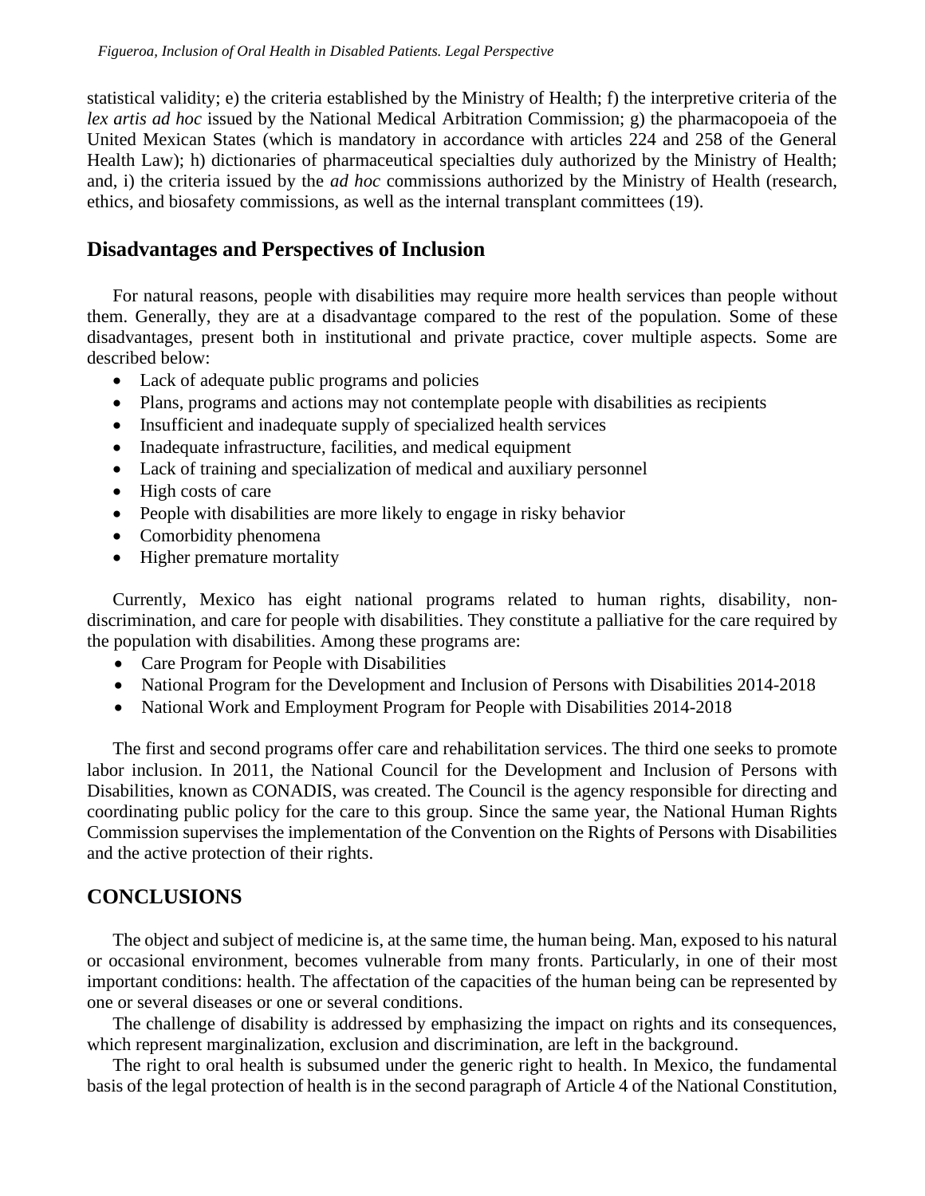statistical validity; e) the criteria established by the Ministry of Health; f) the interpretive criteria of the *lex artis ad hoc* issued by the National Medical Arbitration Commission; g) the pharmacopoeia of the United Mexican States (which is mandatory in accordance with articles 224 and 258 of the General Health Law); h) dictionaries of pharmaceutical specialties duly authorized by the Ministry of Health; and, i) the criteria issued by the *ad hoc* commissions authorized by the Ministry of Health (research, ethics, and biosafety commissions, as well as the internal transplant committees (19).

## Disadvantages and Perspectives of Inclusion

For natural reasons, people with disabilities may require more health services than people without them. Generally, they are at a disadvantage compared to the rest of the population. Some of these disadvantages, present both in institutional and private practice, cover multiple aspects. Some are described below:

- Lack of adequate public programs and policies
- Plans, programs and actions may not contemplate people with disabilities as recipients
- Insufficient and inadequate supply of specialized health services
- Inadequate infrastructure, facilities, and medical equipment
- Lack of training and specialization of medical and auxiliary personnel
- High costs of care
- People with disabilities are more likely to engage in risky behavior
- Comorbidity phenomena
- Higher premature mortality

Currently, Mexico has eight national programs related to human rights, disability, non-discrimination, and care for people with disabilities. They constitute a palliative for the care required by the population with disabilities. Among these programs are:

- Care Program for People with Disabilities
- National Program for the Development and Inclusion of Persons with Disabilities 2014-2018
- National Work and Employment Program for People with Disabilities 2014-2018

The first and second programs offer care and rehabilitation services. The third one seeks to promote labor inclusion. In 2011, the National Council for the Development and Inclusion of Persons with Disabilities, known as CONADIS, was created. The Council is the agency responsible for directing and coordinating public policy for the care to this group. Since the same year, the National Human Rights Commission supervises the implementation of the Convention on the Rights of Persons with Disabilities and the active protection of their rights.

## CONCLUSIONS

The object and subject of medicine is, at the same time, the human being. Man, exposed to his natural or occasional environment, becomes vulnerable from many fronts. Particularly, in one of their most important conditions: health. The affectation of the capacities of the human being can be represented by one or several diseases or one or several conditions.

The challenge of disability is addressed by emphasizing the impact on rights and its consequences, which represent marginalization, exclusion and discrimination, are left in the background.

The right to oral health is subsumed under the generic right to health. In Mexico, the fundamental basis of the legal protection of health is in the second paragraph of Article 4 of the National Constitution,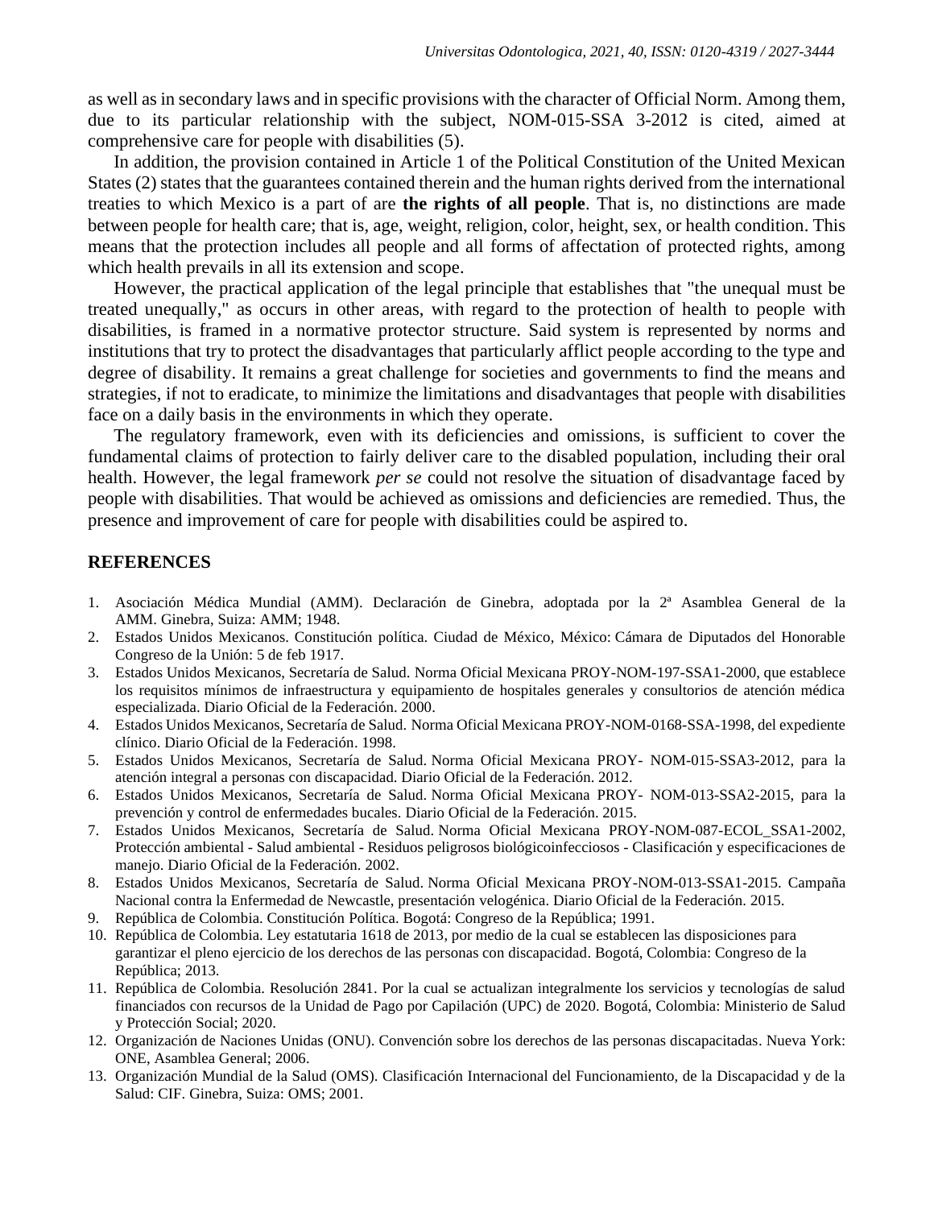as well as in secondary laws and in specific provisions with the character of Official Norm. Among them, due to its particular relationship with the subject, NOM-015-SSA 3-2012 is cited, aimed at comprehensive care for people with disabilities (5).

In addition, the provision contained in Article 1 of the Political Constitution of the United Mexican States (2) states that the guarantees contained therein and the human rights derived from the international treaties to which Mexico is a part of are **the rights of all people**. That is, no distinctions are made between people for health care; that is, age, weight, religion, color, height, sex, or health condition. This means that the protection includes all people and all forms of affectation of protected rights, among which health prevails in all its extension and scope.

However, the practical application of the legal principle that establishes that "the unequal must be treated unequally," as occurs in other areas, with regard to the protection of health to people with disabilities, is framed in a normative protector structure. Said system is represented by norms and institutions that try to protect the disadvantages that particularly afflict people according to the type and degree of disability. It remains a great challenge for societies and governments to find the means and strategies, if not to eradicate, to minimize the limitations and disadvantages that people with disabilities face on a daily basis in the environments in which they operate.

The regulatory framework, even with its deficiencies and omissions, is sufficient to cover the fundamental claims of protection to fairly deliver care to the disabled population, including their oral health. However, the legal framework *per se* could not resolve the situation of disadvantage faced by people with disabilities. That would be achieved as omissions and deficiencies are remedied. Thus, the presence and improvement of care for people with disabilities could be aspired to.

## REFERENCES

1. Asociación Médica Mundial (AMM). Declaración de Ginebra, adoptada por la 2ª Asamblea General de la AMM. Ginebra, Suiza: AMM; 1948.
2. Estados Unidos Mexicanos. Constitución política. Ciudad de México, México: Cámara de Diputados del Honorable Congreso de la Unión: 5 de feb 1917.
3. Estados Unidos Mexicanos, Secretaría de Salud. Norma Oficial Mexicana PROY-NOM-197-SSA1-2000, que establece los requisitos mínimos de infraestructura y equipamiento de hospitales generales y consultorios de atención médica especializada. Diario Oficial de la Federación. 2000.
4. Estados Unidos Mexicanos, Secretaría de Salud. Norma Oficial Mexicana PROY-NOM-0168-SSA-1998, del expediente clínico. Diario Oficial de la Federación. 1998.
5. Estados Unidos Mexicanos, Secretaría de Salud. Norma Oficial Mexicana PROY- NOM-015-SSA3-2012, para la atención integral a personas con discapacidad. Diario Oficial de la Federación. 2012.
6. Estados Unidos Mexicanos, Secretaría de Salud. Norma Oficial Mexicana PROY- NOM-013-SSA2-2015, para la prevención y control de enfermedades bucales. Diario Oficial de la Federación. 2015.
7. Estados Unidos Mexicanos, Secretaría de Salud. Norma Oficial Mexicana PROY-NOM-087-ECOL_SSA1-2002, Protección ambiental - Salud ambiental - Residuos peligrosos biológicoinfecciosos - Clasificación y especificaciones de manejo. Diario Oficial de la Federación. 2002.
8. Estados Unidos Mexicanos, Secretaría de Salud. Norma Oficial Mexicana PROY-NOM-013-SSA1-2015. Campaña Nacional contra la Enfermedad de Newcastle, presentación velogénica. Diario Oficial de la Federación. 2015.
9. República de Colombia. Constitución Política. Bogotá: Congreso de la República; 1991.
10. República de Colombia. Ley estatutaria 1618 de 2013, por medio de la cual se establecen las disposiciones para garantizar el pleno ejercicio de los derechos de las personas con discapacidad. Bogotá, Colombia: Congreso de la República; 2013.
11. República de Colombia. Resolución 2841. Por la cual se actualizan integralmente los servicios y tecnologías de salud financiados con recursos de la Unidad de Pago por Capilación (UPC) de 2020. Bogotá, Colombia: Ministerio de Salud y Protección Social; 2020.
12. Organización de Naciones Unidas (ONU). Convención sobre los derechos de las personas discapacitadas. Nueva York: ONE, Asamblea General; 2006.
13. Organización Mundial de la Salud (OMS). Clasificación Internacional del Funcionamiento, de la Discapacidad y de la Salud: CIF. Ginebra, Suiza: OMS; 2001.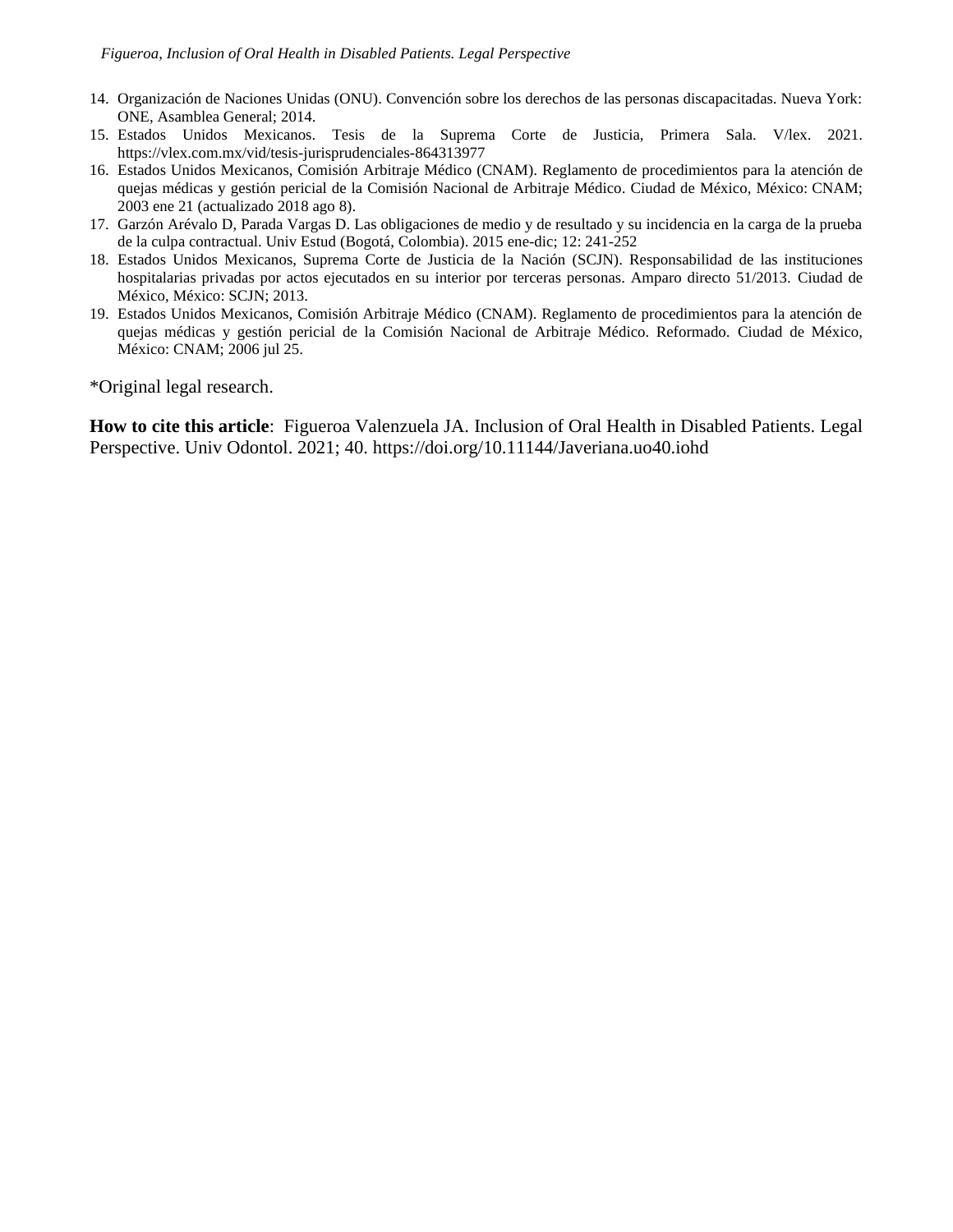14. Organización de Naciones Unidas (ONU). Convención sobre los derechos de las personas discapacitadas. Nueva York: ONE, Asamblea General; 2014.
15. Estados Unidos Mexicanos. Tesis de la Suprema Corte de Justicia, Primera Sala. V/lex. 2021. https://vlex.com.mx/vid/tesis-jurisprudenciales-864313977
16. Estados Unidos Mexicanos, Comisión Arbitraje Médico (CNAM). Reglamento de procedimientos para la atención de quejas médicas y gestión pericial de la Comisión Nacional de Arbitraje Médico. Ciudad de México, México: CNAM; 2003 ene 21 (actualizado 2018 ago 8).
17. Garzón Arévalo D, Parada Vargas D. Las obligaciones de medio y de resultado y su incidencia en la carga de la prueba de la culpa contractual. Univ Estud (Bogotá, Colombia). 2015 ene-dic; 12: 241-252
18. Estados Unidos Mexicanos, Suprema Corte de Justicia de la Nación (SCJN). Responsabilidad de las instituciones hospitalarias privadas por actos ejecutados en su interior por terceras personas. Amparo directo 51/2013. Ciudad de México, México: SCJN; 2013.
19. Estados Unidos Mexicanos, Comisión Arbitraje Médico (CNAM). Reglamento de procedimientos para la atención de quejas médicas y gestión pericial de la Comisión Nacional de Arbitraje Médico. Reformado. Ciudad de México, México: CNAM; 2006 jul 25.

*Original legal research.

**How to cite this article**: Figueroa Valenzuela JA. Inclusion of Oral Health in Disabled Patients. Legal Perspective. Univ Odontol. 2021; 40. https://doi.org/10.11144/Javeriana.uo40.iohd